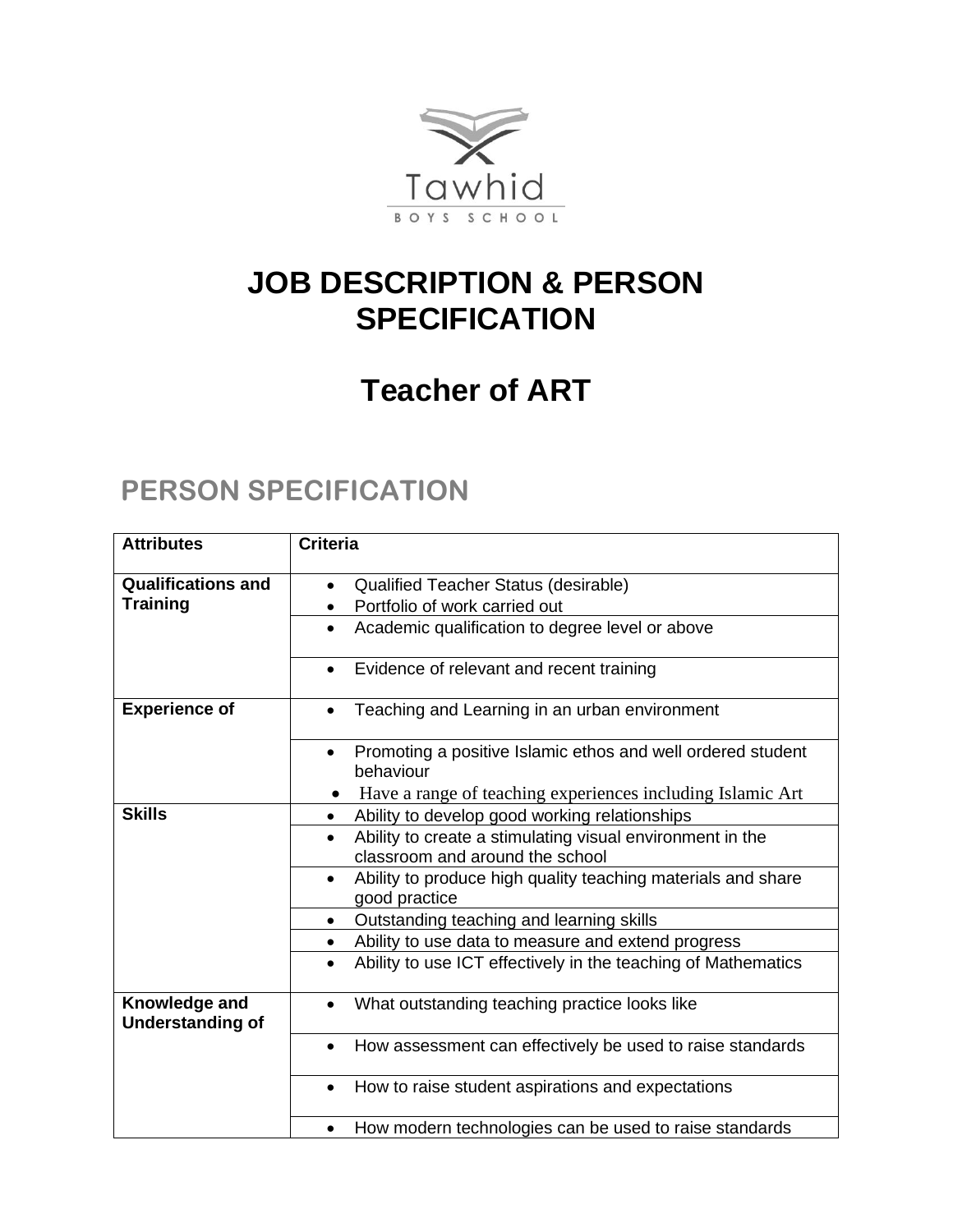Tawhid

BOYS SCHOOL

# JOB DESCRIPTION & PERSON SPECIFICATION

# Teacher of ART

## PERSON SPECIFICATION

| Attributes | Criteria |
| --- | --- |
| **Qualifications and Training** | • Qualified Teacher Status (desirable)<br>• Portfolio of work carried out |
| | • Academic qualification to degree level or above |
| | • Evidence of relevant and recent training |
| **Experience of** | • Teaching and Learning in an urban environment |
| | • Promoting a positive Islamic ethos and well ordered student behaviour<br>• Have a range of teaching experiences including Islamic Art |
| **Skills** | • Ability to develop good working relationships |
| | • Ability to create a stimulating visual environment in the classroom and around the school |
| | • Ability to produce high quality teaching materials and share good practice |
| | • Outstanding teaching and learning skills |
| | • Ability to use data to measure and extend progress |
| | • Ability to use ICT effectively in the teaching of Mathematics |
| **Knowledge and Understanding of** | • What outstanding teaching practice looks like |
| | • How assessment can effectively be used to raise standards |
| | • How to raise student aspirations and expectations |
| | • How modern technologies can be used to raise standards |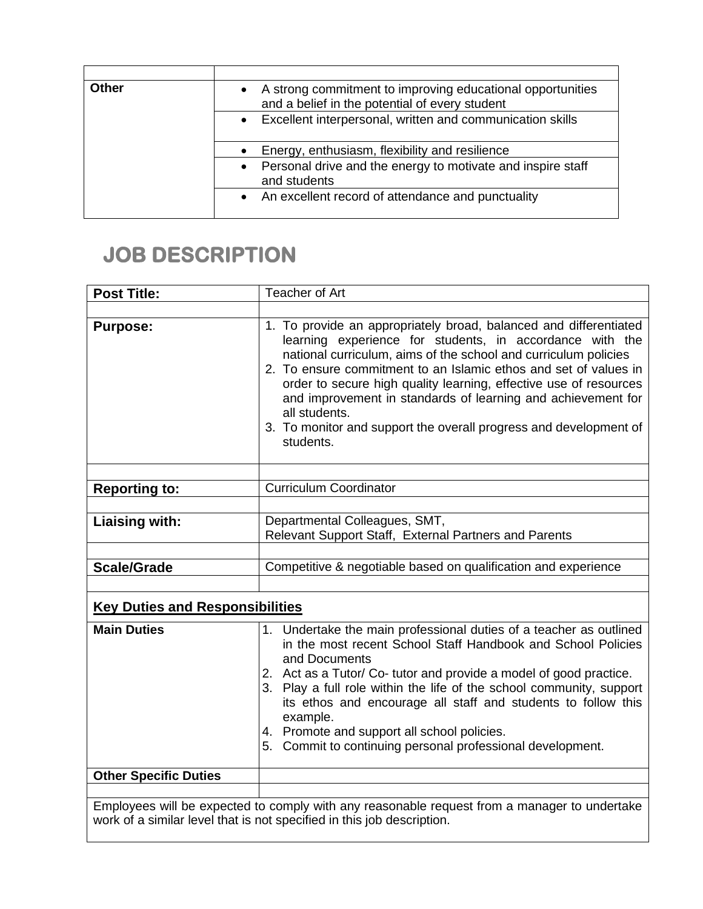| | |
|---|---|
| **Other** | • A strong commitment to improving educational opportunities and a belief in the potential of every student |
| | • Excellent interpersonal, written and communication skills |
| | • Energy, enthusiasm, flexibility and resilience |
| | • Personal drive and the energy to motivate and inspire staff and students |
| | • An excellent record of attendance and punctuality |

# JOB DESCRIPTION

| | |
|---|---|
| **Post Title:** | Teacher of Art |
| | |
| **Purpose:** | 1. To provide an appropriately broad, balanced and differentiated learning experience for students, in accordance with the national curriculum, aims of the school and curriculum policies<br>2. To ensure commitment to an Islamic ethos and set of values in order to secure high quality learning, effective use of resources and improvement in standards of learning and achievement for all students.<br>3. To monitor and support the overall progress and development of students. |
| | |
| **Reporting to:** | Curriculum Coordinator |
| | |
| **Liaising with:** | Departmental Colleagues, SMT,<br>Relevant Support Staff, External Partners and Parents |
| | |
| **Scale/Grade** | Competitive & negotiable based on qualification and experience |
| | |
| **<u>Key Duties and Responsibilities</u>** | |
| **Main Duties** | 1. Undertake the main professional duties of a teacher as outlined in the most recent School Staff Handbook and School Policies and Documents<br>2. Act as a Tutor/ Co- tutor and provide a model of good practice.<br>3. Play a full role within the life of the school community, support its ethos and encourage all staff and students to follow this example.<br>4. Promote and support all school policies.<br>5. Commit to continuing personal professional development. |
| **Other Specific Duties** | |
| | |
| Employees will be expected to comply with any reasonable request from a manager to undertake work of a similar level that is not specified in this job description. | |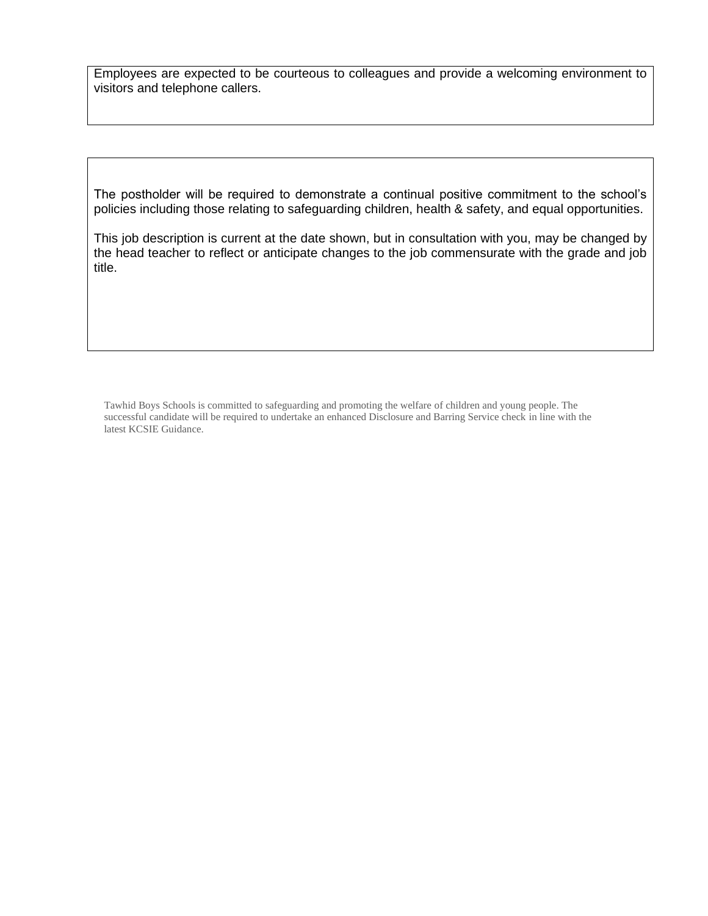Employees are expected to be courteous to colleagues and provide a welcoming environment to visitors and telephone callers.

The postholder will be required to demonstrate a continual positive commitment to the school's policies including those relating to safeguarding children, health & safety, and equal opportunities.

This job description is current at the date shown, but in consultation with you, may be changed by the head teacher to reflect or anticipate changes to the job commensurate with the grade and job title.

Tawhid Boys Schools is committed to safeguarding and promoting the welfare of children and young people. The successful candidate will be required to undertake an enhanced Disclosure and Barring Service check in line with the latest KCSIE Guidance.